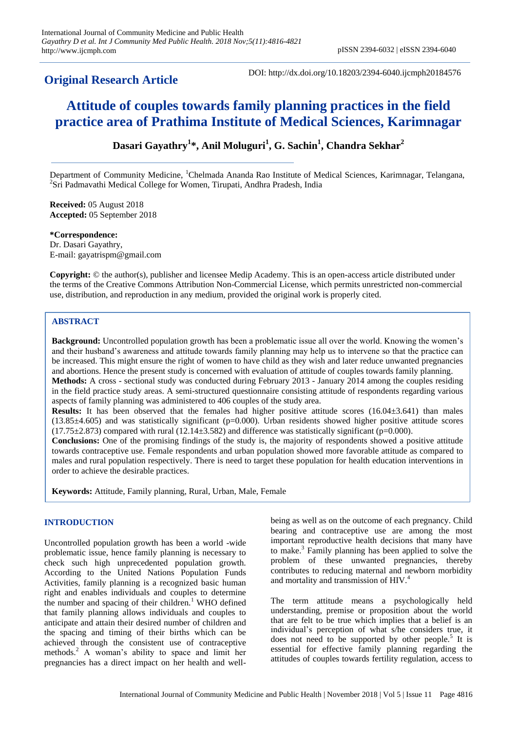**Original Research Article**

DOI: http://dx.doi.org/10.18203/2394-6040.ijcmph20184576

# Attitude of couples towards family planning practices in the field practice area of Prathima Institute of Medical Sciences, Karimnagar

**Dasari Gayathry[1]*, Anil Moluguri[1], G. Sachin[1], Chandra Sekhar[2]**

Department of Community Medicine, [1]Chelmada Ananda Rao Institute of Medical Sciences, Karimnagar, Telangana, [2]Sri Padmavathi Medical College for Women, Tirupati, Andhra Pradesh, India

**Received:** 05 August 2018
**Accepted:** 05 September 2018

***Correspondence:**
Dr. Dasari Gayathry,
E-mail: gayatrispm@gmail.com

**Copyright:** © the author(s), publisher and licensee Medip Academy. This is an open-access article distributed under the terms of the Creative Commons Attribution Non-Commercial License, which permits unrestricted non-commercial use, distribution, and reproduction in any medium, provided the original work is properly cited.

## ABSTRACT

**Background:** Uncontrolled population growth has been a problematic issue all over the world. Knowing the women's and their husband's awareness and attitude towards family planning may help us to intervene so that the practice can be increased. This might ensure the right of women to have child as they wish and later reduce unwanted pregnancies and abortions. Hence the present study is concerned with evaluation of attitude of couples towards family planning.

**Methods:** A cross - sectional study was conducted during February 2013 - January 2014 among the couples residing in the field practice study areas. A semi-structured questionnaire consisting attitude of respondents regarding various aspects of family planning was administered to 406 couples of the study area.

**Results:** It has been observed that the females had higher positive attitude scores (16.04±3.641) than males (13.85±4.605) and was statistically significant (p=0.000). Urban residents showed higher positive attitude scores (17.75±2.873) compared with rural (12.14±3.582) and difference was statistically significant (p=0.000).

**Conclusions:** One of the promising findings of the study is, the majority of respondents showed a positive attitude towards contraceptive use. Female respondents and urban population showed more favorable attitude as compared to males and rural population respectively. There is need to target these population for health education interventions in order to achieve the desirable practices.

**Keywords:** Attitude, Family planning, Rural, Urban, Male, Female

## INTRODUCTION

Uncontrolled population growth has been a world -wide problematic issue, hence family planning is necessary to check such high unprecedented population growth. According to the United Nations Population Funds Activities, family planning is a recognized basic human right and enables individuals and couples to determine the number and spacing of their children.[1] WHO defined that family planning allows individuals and couples to anticipate and attain their desired number of children and the spacing and timing of their births which can be achieved through the consistent use of contraceptive methods.[2] A woman's ability to space and limit her pregnancies has a direct impact on her health and well-being as well as on the outcome of each pregnancy. Child bearing and contraceptive use are among the most important reproductive health decisions that many have to make.[3] Family planning has been applied to solve the problem of these unwanted pregnancies, thereby contributes to reducing maternal and newborn morbidity and mortality and transmission of HIV.[4]

The term attitude means a psychologically held understanding, premise or proposition about the world that are felt to be true which implies that a belief is an individual's perception of what s/he considers true, it does not need to be supported by other people.[5] It is essential for effective family planning regarding the attitudes of couples towards fertility regulation, access to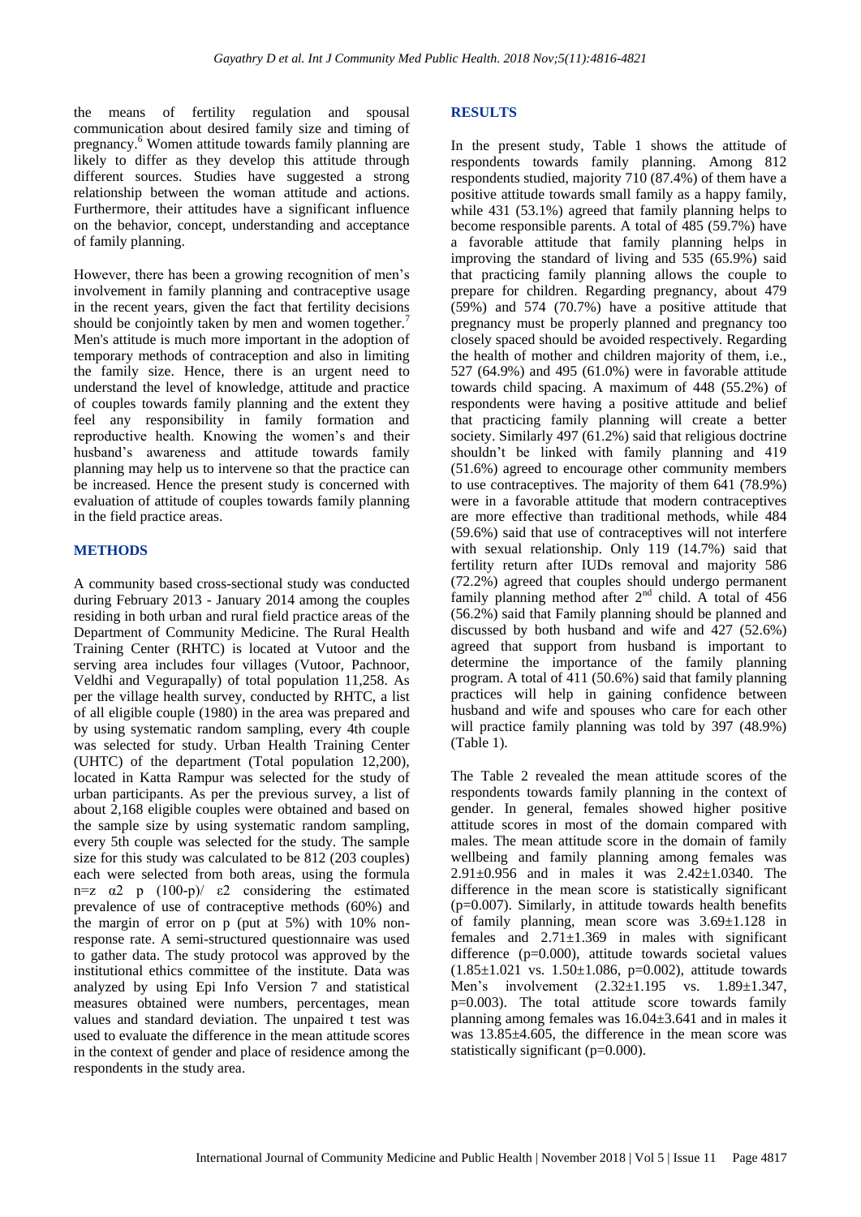the means of fertility regulation and spousal communication about desired family size and timing of pregnancy.[6] Women attitude towards family planning are likely to differ as they develop this attitude through different sources. Studies have suggested a strong relationship between the woman attitude and actions. Furthermore, their attitudes have a significant influence on the behavior, concept, understanding and acceptance of family planning.

However, there has been a growing recognition of men's involvement in family planning and contraceptive usage in the recent years, given the fact that fertility decisions should be conjointly taken by men and women together.[7] Men's attitude is much more important in the adoption of temporary methods of contraception and also in limiting the family size. Hence, there is an urgent need to understand the level of knowledge, attitude and practice of couples towards family planning and the extent they feel any responsibility in family formation and reproductive health. Knowing the women's and their husband's awareness and attitude towards family planning may help us to intervene so that the practice can be increased. Hence the present study is concerned with evaluation of attitude of couples towards family planning in the field practice areas.

## METHODS

A community based cross-sectional study was conducted during February 2013 - January 2014 among the couples residing in both urban and rural field practice areas of the Department of Community Medicine. The Rural Health Training Center (RHTC) is located at Vutoor and the serving area includes four villages (Vutoor, Pachnoor, Veldhi and Vegurapally) of total population 11,258. As per the village health survey, conducted by RHTC, a list of all eligible couple (1980) in the area was prepared and by using systematic random sampling, every 4th couple was selected for study. Urban Health Training Center (UHTC) of the department (Total population 12,200), located in Katta Rampur was selected for the study of urban participants. As per the previous survey, a list of about 2,168 eligible couples were obtained and based on the sample size by using systematic random sampling, every 5th couple was selected for the study. The sample size for this study was calculated to be 812 (203 couples) each were selected from both areas, using the formula $n=z\ \alpha 2\ p\ (100-p)/\ \varepsilon 2$ considering the estimated prevalence of use of contraceptive methods (60%) and the margin of error on p (put at 5%) with 10% non-response rate. A semi-structured questionnaire was used to gather data. The study protocol was approved by the institutional ethics committee of the institute. Data was analyzed by using Epi Info Version 7 and statistical measures obtained were numbers, percentages, mean values and standard deviation. The unpaired t test was used to evaluate the difference in the mean attitude scores in the context of gender and place of residence among the respondents in the study area.

## RESULTS

In the present study, Table 1 shows the attitude of respondents towards family planning. Among 812 respondents studied, majority 710 (87.4%) of them have a positive attitude towards small family as a happy family, while 431 (53.1%) agreed that family planning helps to become responsible parents. A total of 485 (59.7%) have a favorable attitude that family planning helps in improving the standard of living and 535 (65.9%) said that practicing family planning allows the couple to prepare for children. Regarding pregnancy, about 479 (59%) and 574 (70.7%) have a positive attitude that pregnancy must be properly planned and pregnancy too closely spaced should be avoided respectively. Regarding the health of mother and children majority of them, i.e., 527 (64.9%) and 495 (61.0%) were in favorable attitude towards child spacing. A maximum of 448 (55.2%) of respondents were having a positive attitude and belief that practicing family planning will create a better society. Similarly 497 (61.2%) said that religious doctrine shouldn't be linked with family planning and 419 (51.6%) agreed to encourage other community members to use contraceptives. The majority of them 641 (78.9%) were in a favorable attitude that modern contraceptives are more effective than traditional methods, while 484 (59.6%) said that use of contraceptives will not interfere with sexual relationship. Only 119 (14.7%) said that fertility return after IUDs removal and majority 586 (72.2%) agreed that couples should undergo permanent family planning method after 2nd child. A total of 456 (56.2%) said that Family planning should be planned and discussed by both husband and wife and 427 (52.6%) agreed that support from husband is important to determine the importance of the family planning program. A total of 411 (50.6%) said that family planning practices will help in gaining confidence between husband and wife and spouses who care for each other will practice family planning was told by 397 (48.9%) (Table 1).

The Table 2 revealed the mean attitude scores of the respondents towards family planning in the context of gender. In general, females showed higher positive attitude scores in most of the domain compared with males. The mean attitude score in the domain of family wellbeing and family planning among females was 2.91±0.956 and in males it was 2.42±1.0340. The difference in the mean score is statistically significant ($p=0.007$). Similarly, in attitude towards health benefits of family planning, mean score was 3.69±1.128 in females and 2.71±1.369 in males with significant difference ($p=0.000$), attitude towards societal values (1.85±1.021 vs. 1.50±1.086, $p=0.002$), attitude towards Men's involvement (2.32±1.195 vs. 1.89±1.347, $p=0.003$). The total attitude score towards family planning among females was 16.04±3.641 and in males it was 13.85±4.605, the difference in the mean score was statistically significant ($p=0.000$).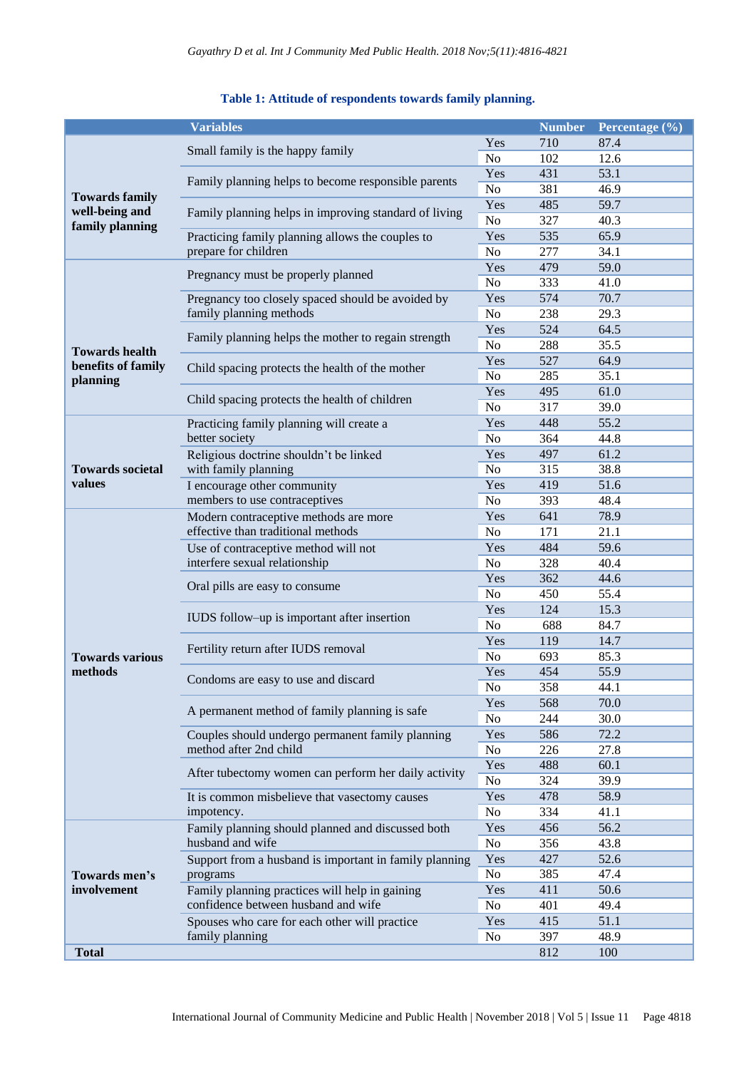**Table 1: Attitude of respondents towards family planning.**

| | Variables | | Number | Percentage (%) |
|---|---|---|---|---|
| **Towards family well-being and family planning** | Small family is the happy family | Yes | 710 | 87.4 |
| | | No | 102 | 12.6 |
| | Family planning helps to become responsible parents | Yes | 431 | 53.1 |
| | | No | 381 | 46.9 |
| | Family planning helps in improving standard of living | Yes | 485 | 59.7 |
| | | No | 327 | 40.3 |
| | Practicing family planning allows the couples to prepare for children | Yes | 535 | 65.9 |
| | | No | 277 | 34.1 |
| **Towards health benefits of family planning** | Pregnancy must be properly planned | Yes | 479 | 59.0 |
| | | No | 333 | 41.0 |
| | Pregnancy too closely spaced should be avoided by family planning methods | Yes | 574 | 70.7 |
| | | No | 238 | 29.3 |
| | Family planning helps the mother to regain strength | Yes | 524 | 64.5 |
| | | No | 288 | 35.5 |
| | Child spacing protects the health of the mother | Yes | 527 | 64.9 |
| | | No | 285 | 35.1 |
| | Child spacing protects the health of children | Yes | 495 | 61.0 |
| | | No | 317 | 39.0 |
| **Towards societal values** | Practicing family planning will create a better society | Yes | 448 | 55.2 |
| | | No | 364 | 44.8 |
| | Religious doctrine shouldn't be linked with family planning | Yes | 497 | 61.2 |
| | | No | 315 | 38.8 |
| | I encourage other community members to use contraceptives | Yes | 419 | 51.6 |
| | | No | 393 | 48.4 |
| **Towards various methods** | Modern contraceptive methods are more effective than traditional methods | Yes | 641 | 78.9 |
| | | No | 171 | 21.1 |
| | Use of contraceptive method will not interfere sexual relationship | Yes | 484 | 59.6 |
| | | No | 328 | 40.4 |
| | Oral pills are easy to consume | Yes | 362 | 44.6 |
| | | No | 450 | 55.4 |
| | IUDS follow–up is important after insertion | Yes | 124 | 15.3 |
| | | No | 688 | 84.7 |
| | Fertility return after IUDS removal | Yes | 119 | 14.7 |
| | | No | 693 | 85.3 |
| | Condoms are easy to use and discard | Yes | 454 | 55.9 |
| | | No | 358 | 44.1 |
| | A permanent method of family planning is safe | Yes | 568 | 70.0 |
| | | No | 244 | 30.0 |
| | Couples should undergo permanent family planning method after 2nd child | Yes | 586 | 72.2 |
| | | No | 226 | 27.8 |
| | After tubectomy women can perform her daily activity | Yes | 488 | 60.1 |
| | | No | 324 | 39.9 |
| | It is common misbelieve that vasectomy causes impotency. | Yes | 478 | 58.9 |
| | | No | 334 | 41.1 |
| **Towards men's involvement** | Family planning should planned and discussed both husband and wife | Yes | 456 | 56.2 |
| | | No | 356 | 43.8 |
| | Support from a husband is important in family planning programs | Yes | 427 | 52.6 |
| | | No | 385 | 47.4 |
| | Family planning practices will help in gaining confidence between husband and wife | Yes | 411 | 50.6 |
| | | No | 401 | 49.4 |
| | Spouses who care for each other will practice family planning | Yes | 415 | 51.1 |
| | | No | 397 | 48.9 |
| **Total** | | | 812 | 100 |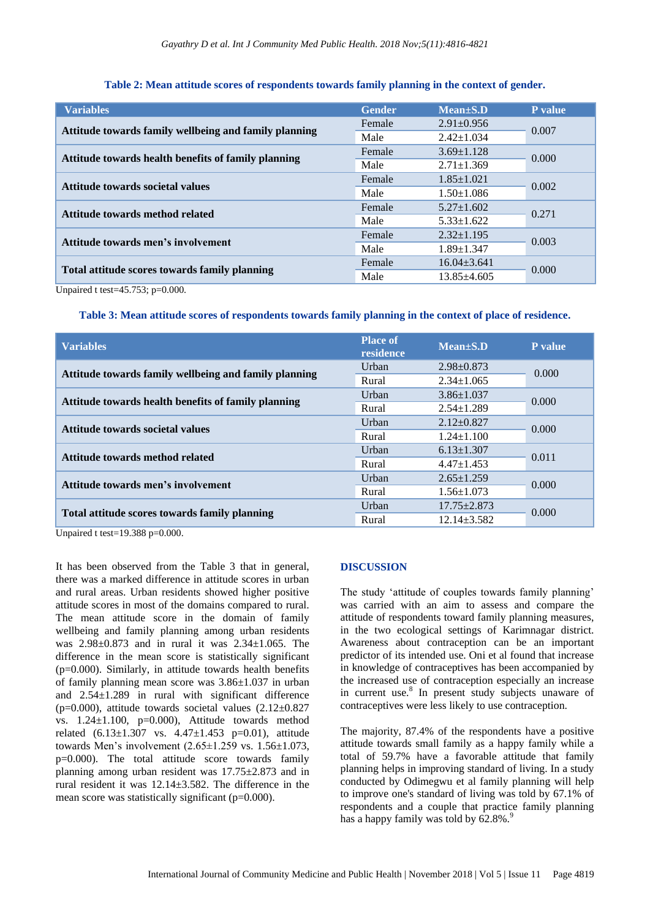**Table 2: Mean attitude scores of respondents towards family planning in the context of gender.**

| Variables | Gender | Mean±S.D | P value |
|---|---|---|---|
| Attitude towards family wellbeing and family planning | Female | 2.91±0.956 | 0.007 |
| | Male | 2.42±1.034 | |
| Attitude towards health benefits of family planning | Female | 3.69±1.128 | 0.000 |
| | Male | 2.71±1.369 | |
| Attitude towards societal values | Female | 1.85±1.021 | 0.002 |
| | Male | 1.50±1.086 | |
| Attitude towards method related | Female | 5.27±1.602 | 0.271 |
| | Male | 5.33±1.622 | |
| Attitude towards men's involvement | Female | 2.32±1.195 | 0.003 |
| | Male | 1.89±1.347 | |
| Total attitude scores towards family planning | Female | 16.04±3.641 | 0.000 |
| | Male | 13.85±4.605 | |

Unpaired t test=45.753; p=0.000.

**Table 3: Mean attitude scores of respondents towards family planning in the context of place of residence.**

| Variables | Place of residence | Mean±S.D | P value |
|---|---|---|---|
| Attitude towards family wellbeing and family planning | Urban | 2.98±0.873 | 0.000 |
| | Rural | 2.34±1.065 | |
| Attitude towards health benefits of family planning | Urban | 3.86±1.037 | 0.000 |
| | Rural | 2.54±1.289 | |
| Attitude towards societal values | Urban | 2.12±0.827 | 0.000 |
| | Rural | 1.24±1.100 | |
| Attitude towards method related | Urban | 6.13±1.307 | 0.011 |
| | Rural | 4.47±1.453 | |
| Attitude towards men's involvement | Urban | 2.65±1.259 | 0.000 |
| | Rural | 1.56±1.073 | |
| Total attitude scores towards family planning | Urban | 17.75±2.873 | 0.000 |
| | Rural | 12.14±3.582 | |

Unpaired t test=19.388 p=0.000.

It has been observed from the Table 3 that in general, there was a marked difference in attitude scores in urban and rural areas. Urban residents showed higher positive attitude scores in most of the domains compared to rural. The mean attitude score in the domain of family wellbeing and family planning among urban residents was 2.98±0.873 and in rural it was 2.34±1.065. The difference in the mean score is statistically significant (p=0.000). Similarly, in attitude towards health benefits of family planning mean score was 3.86±1.037 in urban and 2.54±1.289 in rural with significant difference (p=0.000), attitude towards societal values (2.12±0.827 vs. 1.24±1.100, p=0.000), Attitude towards method related (6.13±1.307 vs. 4.47±1.453 p=0.01), attitude towards Men's involvement (2.65±1.259 vs. 1.56±1.073, p=0.000). The total attitude score towards family planning among urban resident was 17.75±2.873 and in rural resident it was 12.14±3.582. The difference in the mean score was statistically significant (p=0.000).

## DISCUSSION

The study 'attitude of couples towards family planning' was carried with an aim to assess and compare the attitude of respondents toward family planning measures, in the two ecological settings of Karimnagar district. Awareness about contraception can be an important predictor of its intended use. Oni et al found that increase in knowledge of contraceptives has been accompanied by the increased use of contraception especially an increase in current use.[8] In present study subjects unaware of contraceptives were less likely to use contraception.

The majority, 87.4% of the respondents have a positive attitude towards small family as a happy family while a total of 59.7% have a favorable attitude that family planning helps in improving standard of living. In a study conducted by Odimegwu et al family planning will help to improve one's standard of living was told by 67.1% of respondents and a couple that practice family planning has a happy family was told by 62.8%.[9]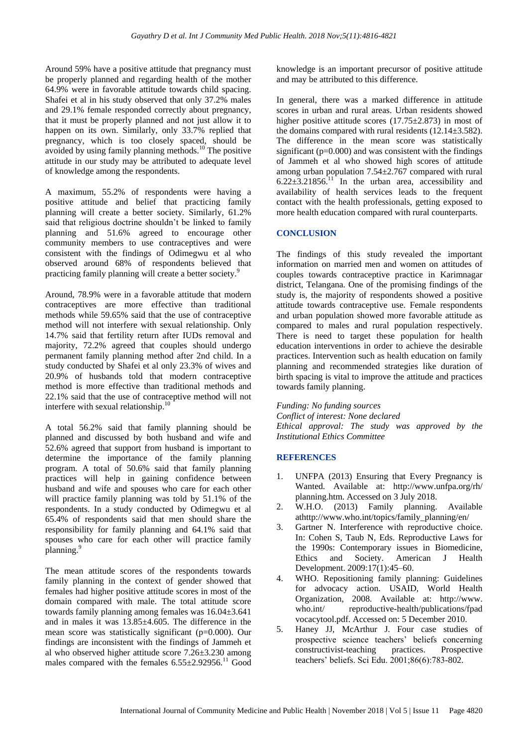Around 59% have a positive attitude that pregnancy must be properly planned and regarding health of the mother 64.9% were in favorable attitude towards child spacing. Shafei et al in his study observed that only 37.2% males and 29.1% female responded correctly about pregnancy, that it must be properly planned and not just allow it to happen on its own. Similarly, only 33.7% replied that pregnancy, which is too closely spaced, should be avoided by using family planning methods.[10] The positive attitude in our study may be attributed to adequate level of knowledge among the respondents.

A maximum, 55.2% of respondents were having a positive attitude and belief that practicing family planning will create a better society. Similarly, 61.2% said that religious doctrine shouldn't be linked to family planning and 51.6% agreed to encourage other community members to use contraceptives and were consistent with the findings of Odimegwu et al who observed around 68% of respondents believed that practicing family planning will create a better society.[9]

Around, 78.9% were in a favorable attitude that modern contraceptives are more effective than traditional methods while 59.65% said that the use of contraceptive method will not interfere with sexual relationship. Only 14.7% said that fertility return after IUDs removal and majority, 72.2% agreed that couples should undergo permanent family planning method after 2nd child. In a study conducted by Shafei et al only 23.3% of wives and 20.9% of husbands told that modern contraceptive method is more effective than traditional methods and 22.1% said that the use of contraceptive method will not interfere with sexual relationship.[10]

A total 56.2% said that family planning should be planned and discussed by both husband and wife and 52.6% agreed that support from husband is important to determine the importance of the family planning program. A total of 50.6% said that family planning practices will help in gaining confidence between husband and wife and spouses who care for each other will practice family planning was told by 51.1% of the respondents. In a study conducted by Odimegwu et al 65.4% of respondents said that men should share the responsibility for family planning and 64.1% said that spouses who care for each other will practice family planning.[9]

The mean attitude scores of the respondents towards family planning in the context of gender showed that females had higher positive attitude scores in most of the domain compared with male. The total attitude score towards family planning among females was 16.04±3.641 and in males it was 13.85±4.605. The difference in the mean score was statistically significant (p=0.000). Our findings are inconsistent with the findings of Jammeh et al who observed higher attitude score 7.26±3.230 among males compared with the females 6.55±2.92956.[11] Good knowledge is an important precursor of positive attitude and may be attributed to this difference.

In general, there was a marked difference in attitude scores in urban and rural areas. Urban residents showed higher positive attitude scores (17.75±2.873) in most of the domains compared with rural residents (12.14±3.582). The difference in the mean score was statistically significant (p=0.000) and was consistent with the findings of Jammeh et al who showed high scores of attitude among urban population 7.54±2.767 compared with rural 6.22±3.21856.[11] In the urban area, accessibility and availability of health services leads to the frequent contact with the health professionals, getting exposed to more health education compared with rural counterparts.

## CONCLUSION

The findings of this study revealed the important information on married men and women on attitudes of couples towards contraceptive practice in Karimnagar district, Telangana. One of the promising findings of the study is, the majority of respondents showed a positive attitude towards contraceptive use. Female respondents and urban population showed more favorable attitude as compared to males and rural population respectively. There is need to target these population for health education interventions in order to achieve the desirable practices. Intervention such as health education on family planning and recommended strategies like duration of birth spacing is vital to improve the attitude and practices towards family planning.

*Funding: No funding sources*
*Conflict of interest: None declared*
*Ethical approval: The study was approved by the Institutional Ethics Committee*

## REFERENCES

1. UNFPA (2013) Ensuring that Every Pregnancy is Wanted. Available at: http://www.unfpa.org/rh/planning.htm. Accessed on 3 July 2018.
2. W.H.O. (2013) Family planning. Available athttp://www.who.int/topics/family_planning/en/
3. Gartner N. Interference with reproductive choice. In: Cohen S, Taub N, Eds. Reproductive Laws for the 1990s: Contemporary issues in Biomedicine, Ethics and Society. American J Health Development. 2009:17(1):45–60.
4. WHO. Repositioning family planning: Guidelines for advocacy action. USAID, World Health Organization, 2008. Available at: http://www.who.int/ reproductive-health/publications/fpadvocacytool.pdf. Accessed on: 5 December 2010.
5. Haney JJ, McArthur J. Four case studies of prospective science teachers' beliefs concerning constructivist-teaching practices. Prospective teachers' beliefs. Sci Edu. 2001;86(6):783-802.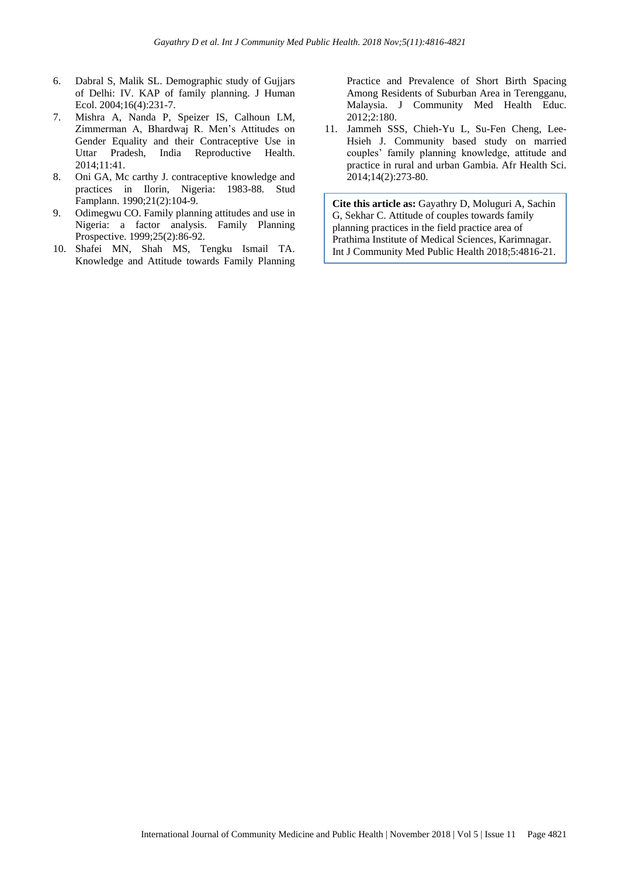6. Dabral S, Malik SL. Demographic study of Gujjars of Delhi: IV. KAP of family planning. J Human Ecol. 2004;16(4):231-7.
7. Mishra A, Nanda P, Speizer IS, Calhoun LM, Zimmerman A, Bhardwaj R. Men's Attitudes on Gender Equality and their Contraceptive Use in Uttar Pradesh, India Reproductive Health. 2014;11:41.
8. Oni GA, Mc carthy J. contraceptive knowledge and practices in Ilorin, Nigeria: 1983-88. Stud Famplann. 1990;21(2):104-9.
9. Odimegwu CO. Family planning attitudes and use in Nigeria: a factor analysis. Family Planning Prospective. 1999;25(2):86-92.
10. Shafei MN, Shah MS, Tengku Ismail TA. Knowledge and Attitude towards Family Planning Practice and Prevalence of Short Birth Spacing Among Residents of Suburban Area in Terengganu, Malaysia. J Community Med Health Educ. 2012;2:180.
11. Jammeh SSS, Chieh-Yu L, Su-Fen Cheng, Lee-Hsieh J. Community based study on married couples' family planning knowledge, attitude and practice in rural and urban Gambia. Afr Health Sci. 2014;14(2):273-80.

**Cite this article as:** Gayathry D, Moluguri A, Sachin G, Sekhar C. Attitude of couples towards family planning practices in the field practice area of Prathima Institute of Medical Sciences, Karimnagar. Int J Community Med Public Health 2018;5:4816-21.